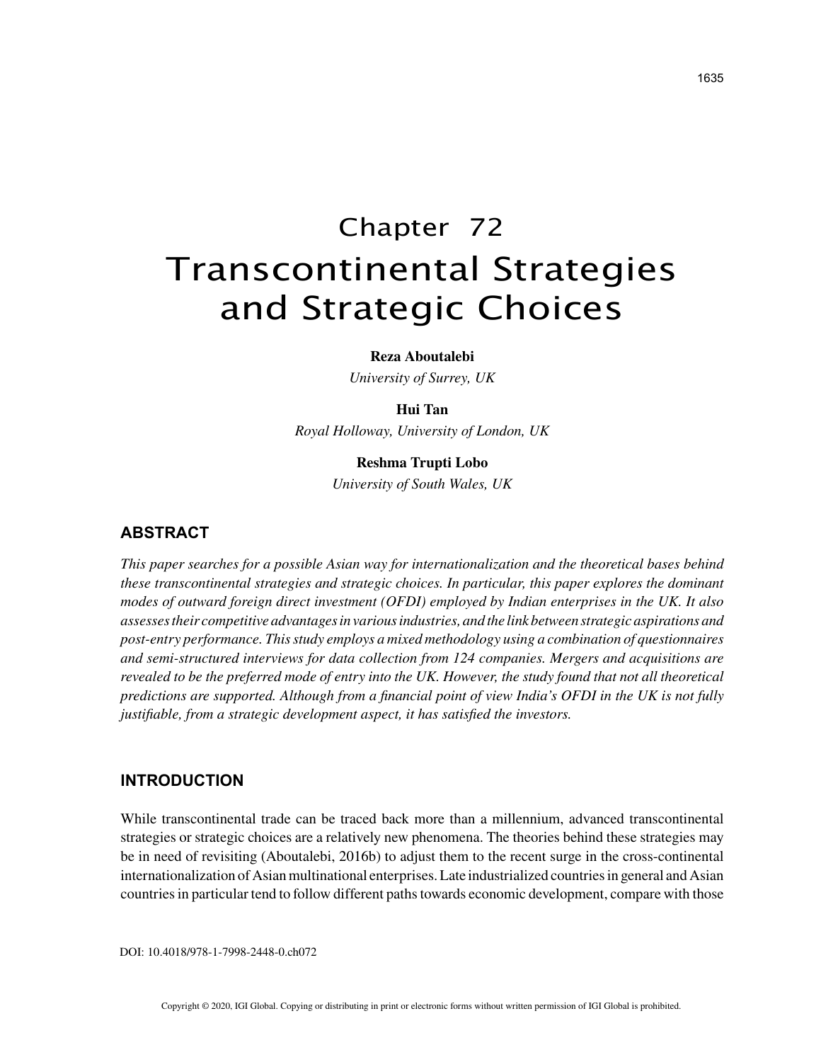# Chapter 72
# Transcontinental Strategies and Strategic Choices

**Reza Aboutalebi**
*University of Surrey, UK*

**Hui Tan**
*Royal Holloway, University of London, UK*

**Reshma Trupti Lobo**
*University of South Wales, UK*

## ABSTRACT

*This paper searches for a possible Asian way for internationalization and the theoretical bases behind these transcontinental strategies and strategic choices. In particular, this paper explores the dominant modes of outward foreign direct investment (OFDI) employed by Indian enterprises in the UK. It also assesses their competitive advantages in various industries, and the link between strategic aspirations and post-entry performance. This study employs a mixed methodology using a combination of questionnaires and semi-structured interviews for data collection from 124 companies. Mergers and acquisitions are revealed to be the preferred mode of entry into the UK. However, the study found that not all theoretical predictions are supported. Although from a financial point of view India's OFDI in the UK is not fully justifiable, from a strategic development aspect, it has satisfied the investors.*

## INTRODUCTION

While transcontinental trade can be traced back more than a millennium, advanced transcontinental strategies or strategic choices are a relatively new phenomena. The theories behind these strategies may be in need of revisiting (Aboutalebi, 2016b) to adjust them to the recent surge in the cross-continental internationalization of Asian multinational enterprises. Late industrialized countries in general and Asian countries in particular tend to follow different paths towards economic development, compare with those

DOI: 10.4018/978-1-7998-2448-0.ch072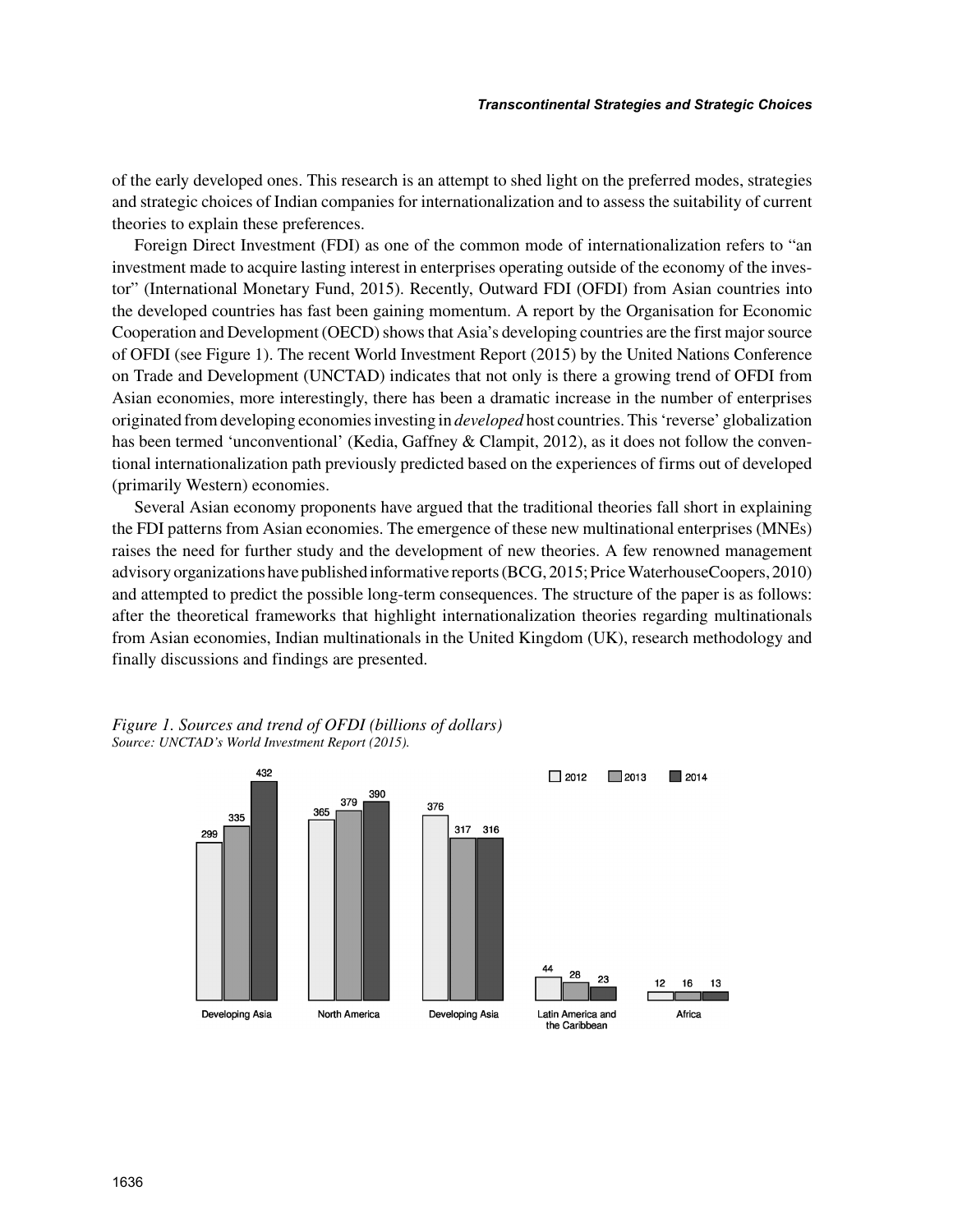of the early developed ones. This research is an attempt to shed light on the preferred modes, strategies and strategic choices of Indian companies for internationalization and to assess the suitability of current theories to explain these preferences.

Foreign Direct Investment (FDI) as one of the common mode of internationalization refers to "an investment made to acquire lasting interest in enterprises operating outside of the economy of the investor" (International Monetary Fund, 2015). Recently, Outward FDI (OFDI) from Asian countries into the developed countries has fast been gaining momentum. A report by the Organisation for Economic Cooperation and Development (OECD) shows that Asia's developing countries are the first major source of OFDI (see Figure 1). The recent World Investment Report (2015) by the United Nations Conference on Trade and Development (UNCTAD) indicates that not only is there a growing trend of OFDI from Asian economies, more interestingly, there has been a dramatic increase in the number of enterprises originated from developing economies investing in *developed* host countries. This 'reverse' globalization has been termed 'unconventional' (Kedia, Gaffney & Clampit, 2012), as it does not follow the conventional internationalization path previously predicted based on the experiences of firms out of developed (primarily Western) economies.

Several Asian economy proponents have argued that the traditional theories fall short in explaining the FDI patterns from Asian economies. The emergence of these new multinational enterprises (MNEs) raises the need for further study and the development of new theories. A few renowned management advisory organizations have published informative reports (BCG, 2015; Price WaterhouseCoopers, 2010) and attempted to predict the possible long-term consequences. The structure of the paper is as follows: after the theoretical frameworks that highlight internationalization theories regarding multinationals from Asian economies, Indian multinationals in the United Kingdom (UK), research methodology and finally discussions and findings are presented.

*Figure 1. Sources and trend of OFDI (billions of dollars)*
*Source: UNCTAD's World Investment Report (2015).*

| | 2012 | 2013 | 2014 |
|---|---|---|---|
| Developing Asia | 299 | 335 | 432 |
| North America | 365 | 379 | 390 |
| Developing Asia | 376 | 317 | 316 |
| Latin America and the Caribbean | 44 | 28 | 23 |
| Africa | 12 | 16 | 13 |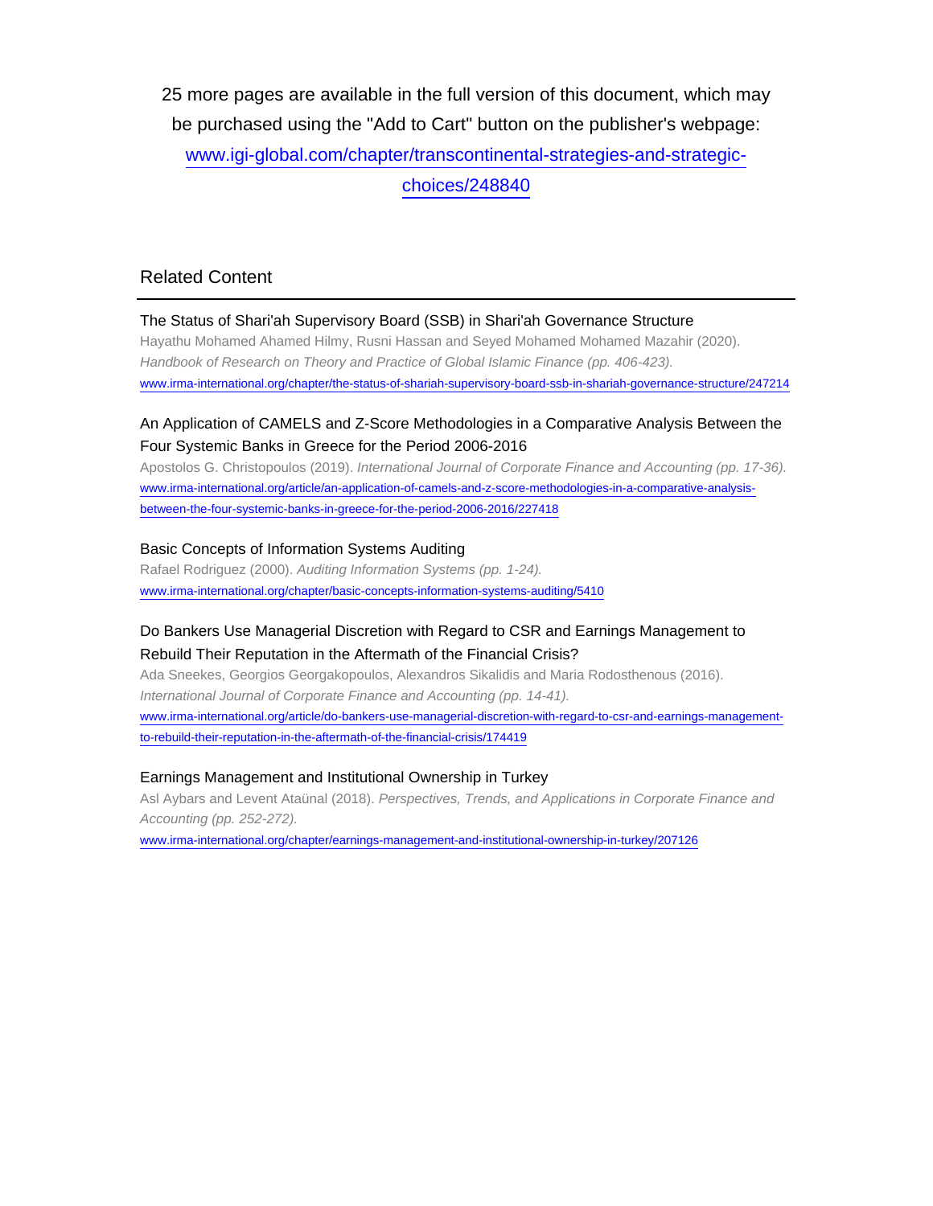25 more pages are available in the full version of this document, which may be purchased using the "Add to Cart" button on the publisher's webpage: www.igi-global.com/chapter/transcontinental-strategies-and-strategic-choices/248840

## Related Content

**The Status of Shari'ah Supervisory Board (SSB) in Shari'ah Governance Structure**
Hayathu Mohamed Ahamed Hilmy, Rusni Hassan and Seyed Mohamed Mohamed Mazahir (2020). *Handbook of Research on Theory and Practice of Global Islamic Finance (pp. 406-423).*
www.irma-international.org/chapter/the-status-of-shariah-supervisory-board-ssb-in-shariah-governance-structure/247214

**An Application of CAMELS and Z-Score Methodologies in a Comparative Analysis Between the Four Systemic Banks in Greece for the Period 2006-2016**
Apostolos G. Christopoulos (2019). *International Journal of Corporate Finance and Accounting (pp. 17-36).*
www.irma-international.org/article/an-application-of-camels-and-z-score-methodologies-in-a-comparative-analysis-between-the-four-systemic-banks-in-greece-for-the-period-2006-2016/227418

**Basic Concepts of Information Systems Auditing**
Rafael Rodriguez (2000). *Auditing Information Systems (pp. 1-24).*
www.irma-international.org/chapter/basic-concepts-information-systems-auditing/5410

**Do Bankers Use Managerial Discretion with Regard to CSR and Earnings Management to Rebuild Their Reputation in the Aftermath of the Financial Crisis?**
Ada Sneekes, Georgios Georgakopoulos, Alexandros Sikalidis and Maria Rodosthenous (2016). *International Journal of Corporate Finance and Accounting (pp. 14-41).*
www.irma-international.org/article/do-bankers-use-managerial-discretion-with-regard-to-csr-and-earnings-management-to-rebuild-their-reputation-in-the-aftermath-of-the-financial-crisis/174419

**Earnings Management and Institutional Ownership in Turkey**
Asl Aybars and Levent Ataünal (2018). *Perspectives, Trends, and Applications in Corporate Finance and Accounting (pp. 252-272).*
www.irma-international.org/chapter/earnings-management-and-institutional-ownership-in-turkey/207126